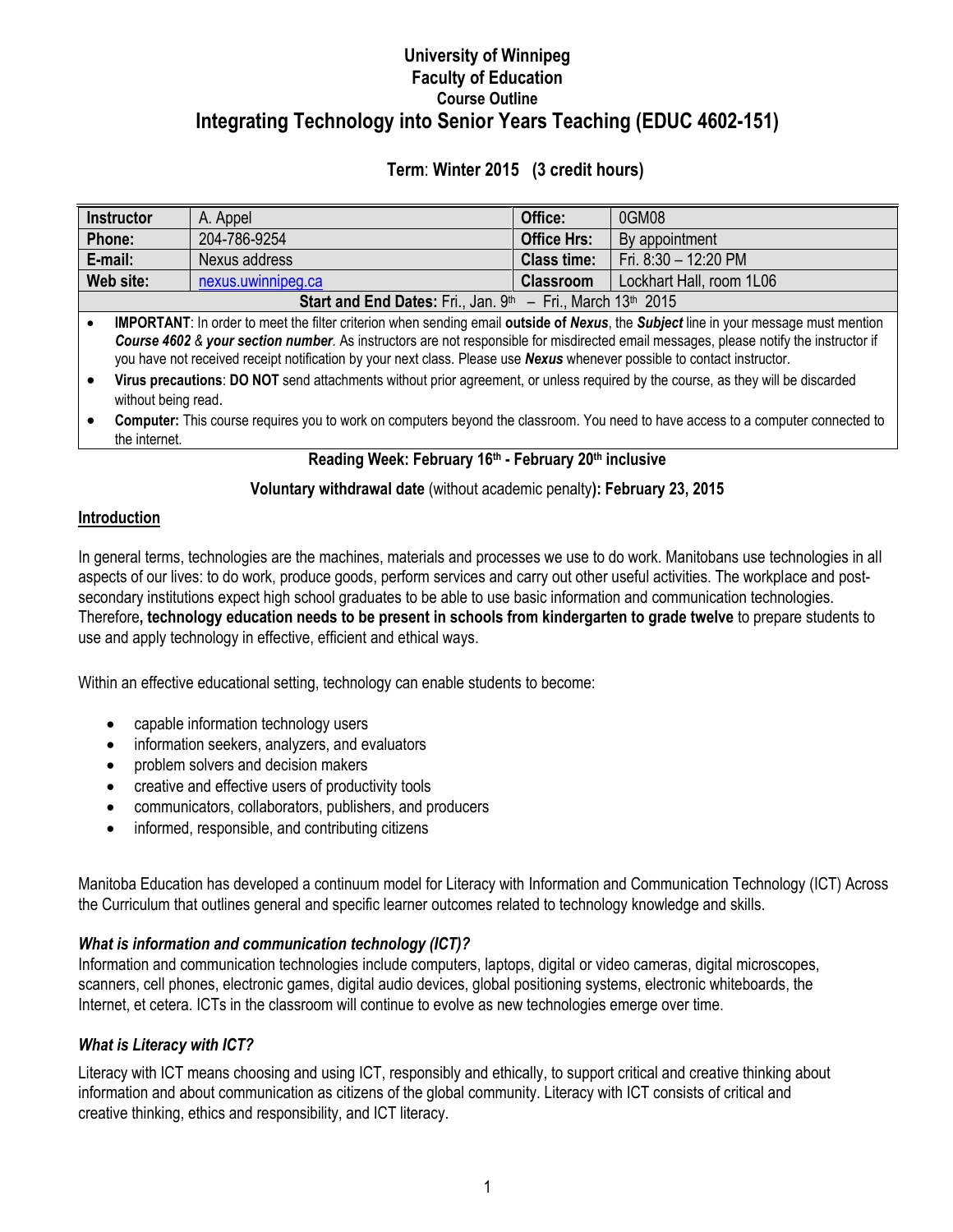# University of Winnipeg
## Faculty of Education
### Course Outline
# Integrating Technology into Senior Years Teaching (EDUC 4602-151)

**Term: Winter 2015 (3 credit hours)**

| **Instructor** | A. Appel | **Office:** | 0GM08 |
|---|---|---|---|
| **Phone:** | 204-786-9254 | **Office Hrs:** | By appointment |
| **E-mail:** | Nexus address | **Class time:** | Fri. 8:30 – 12:20 PM |
| **Web site:** | nexus.uwinnipeg.ca | **Classroom** | Lockhart Hall, room 1L06 |

**Start and End Dates:** Fri., Jan. 9th – Fri., March 13th 2015

- **IMPORTANT**: In order to meet the filter criterion when sending email **outside of** ***Nexus***, the ***Subject*** line in your message must mention ***Course 4602*** & ***your section number***. As instructors are not responsible for misdirected email messages, please notify the instructor if you have not received receipt notification by your next class. Please use ***Nexus*** whenever possible to contact instructor.
- **Virus precautions**: **DO NOT** send attachments without prior agreement, or unless required by the course, as they will be discarded without being read.
- **Computer:** This course requires you to work on computers beyond the classroom. You need to have access to a computer connected to the internet.

**Reading Week: February 16th - February 20th inclusive**

**Voluntary withdrawal date** (without academic penalty)**: February 23, 2015**

## Introduction

In general terms, technologies are the machines, materials and processes we use to do work. Manitobans use technologies in all aspects of our lives: to do work, produce goods, perform services and carry out other useful activities. The workplace and post-secondary institutions expect high school graduates to be able to use basic information and communication technologies. Therefore**, technology education needs to be present in schools from kindergarten to grade twelve** to prepare students to use and apply technology in effective, efficient and ethical ways.

Within an effective educational setting, technology can enable students to become:

- capable information technology users
- information seekers, analyzers, and evaluators
- problem solvers and decision makers
- creative and effective users of productivity tools
- communicators, collaborators, publishers, and producers
- informed, responsible, and contributing citizens

Manitoba Education has developed a continuum model for Literacy with Information and Communication Technology (ICT) Across the Curriculum that outlines general and specific learner outcomes related to technology knowledge and skills.

### *What is information and communication technology (ICT)?*

Information and communication technologies include computers, laptops, digital or video cameras, digital microscopes, scanners, cell phones, electronic games, digital audio devices, global positioning systems, electronic whiteboards, the Internet, et cetera. ICTs in the classroom will continue to evolve as new technologies emerge over time.

### *What is Literacy with ICT?*

Literacy with ICT means choosing and using ICT, responsibly and ethically, to support critical and creative thinking about information and about communication as citizens of the global community. Literacy with ICT consists of critical and creative thinking, ethics and responsibility, and ICT literacy.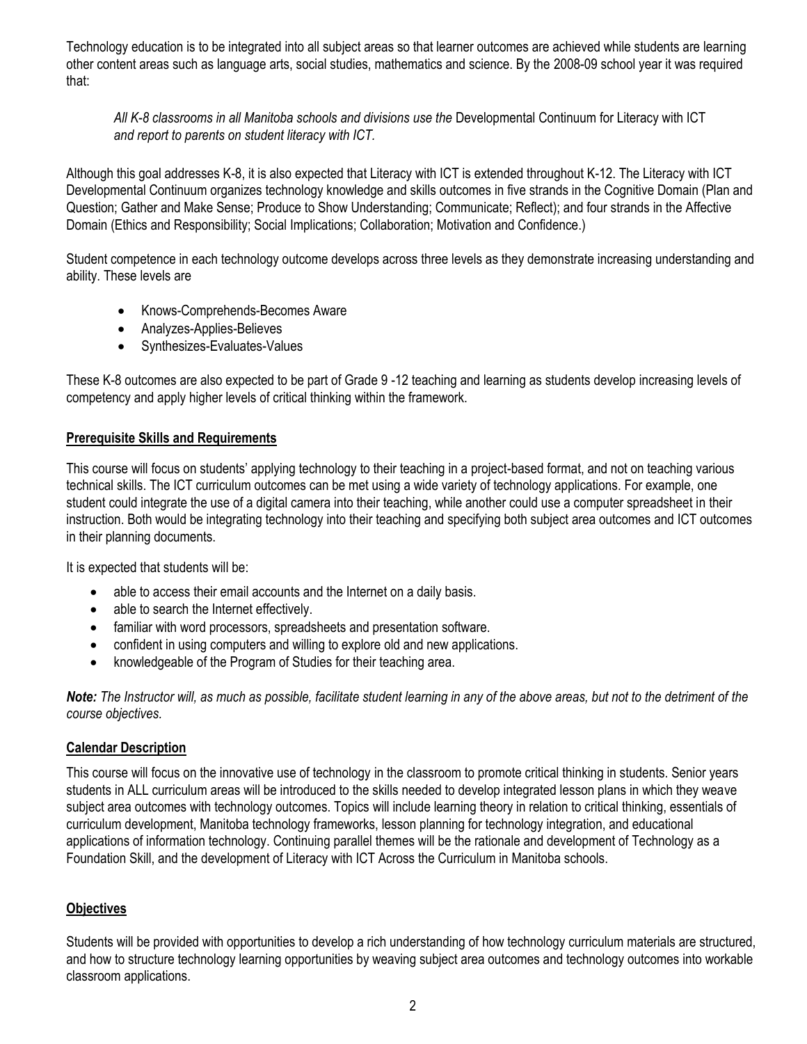Technology education is to be integrated into all subject areas so that learner outcomes are achieved while students are learning other content areas such as language arts, social studies, mathematics and science. By the 2008-09 school year it was required that:

> *All K-8 classrooms in all Manitoba schools and divisions use the* Developmental Continuum for Literacy with ICT *and report to parents on student literacy with ICT.*

Although this goal addresses K-8, it is also expected that Literacy with ICT is extended throughout K-12. The Literacy with ICT Developmental Continuum organizes technology knowledge and skills outcomes in five strands in the Cognitive Domain (Plan and Question; Gather and Make Sense; Produce to Show Understanding; Communicate; Reflect); and four strands in the Affective Domain (Ethics and Responsibility; Social Implications; Collaboration; Motivation and Confidence.)

Student competence in each technology outcome develops across three levels as they demonstrate increasing understanding and ability. These levels are

- Knows-Comprehends-Becomes Aware
- Analyzes-Applies-Believes
- Synthesizes-Evaluates-Values

These K-8 outcomes are also expected to be part of Grade 9 -12 teaching and learning as students develop increasing levels of competency and apply higher levels of critical thinking within the framework.

## Prerequisite Skills and Requirements

This course will focus on students' applying technology to their teaching in a project-based format, and not on teaching various technical skills. The ICT curriculum outcomes can be met using a wide variety of technology applications. For example, one student could integrate the use of a digital camera into their teaching, while another could use a computer spreadsheet in their instruction. Both would be integrating technology into their teaching and specifying both subject area outcomes and ICT outcomes in their planning documents.

It is expected that students will be:

- able to access their email accounts and the Internet on a daily basis.
- able to search the Internet effectively.
- familiar with word processors, spreadsheets and presentation software.
- confident in using computers and willing to explore old and new applications.
- knowledgeable of the Program of Studies for their teaching area.

***Note:*** *The Instructor will, as much as possible, facilitate student learning in any of the above areas, but not to the detriment of the course objectives.*

## Calendar Description

This course will focus on the innovative use of technology in the classroom to promote critical thinking in students. Senior years students in ALL curriculum areas will be introduced to the skills needed to develop integrated lesson plans in which they weave subject area outcomes with technology outcomes. Topics will include learning theory in relation to critical thinking, essentials of curriculum development, Manitoba technology frameworks, lesson planning for technology integration, and educational applications of information technology. Continuing parallel themes will be the rationale and development of Technology as a Foundation Skill, and the development of Literacy with ICT Across the Curriculum in Manitoba schools.

## Objectives

Students will be provided with opportunities to develop a rich understanding of how technology curriculum materials are structured, and how to structure technology learning opportunities by weaving subject area outcomes and technology outcomes into workable classroom applications.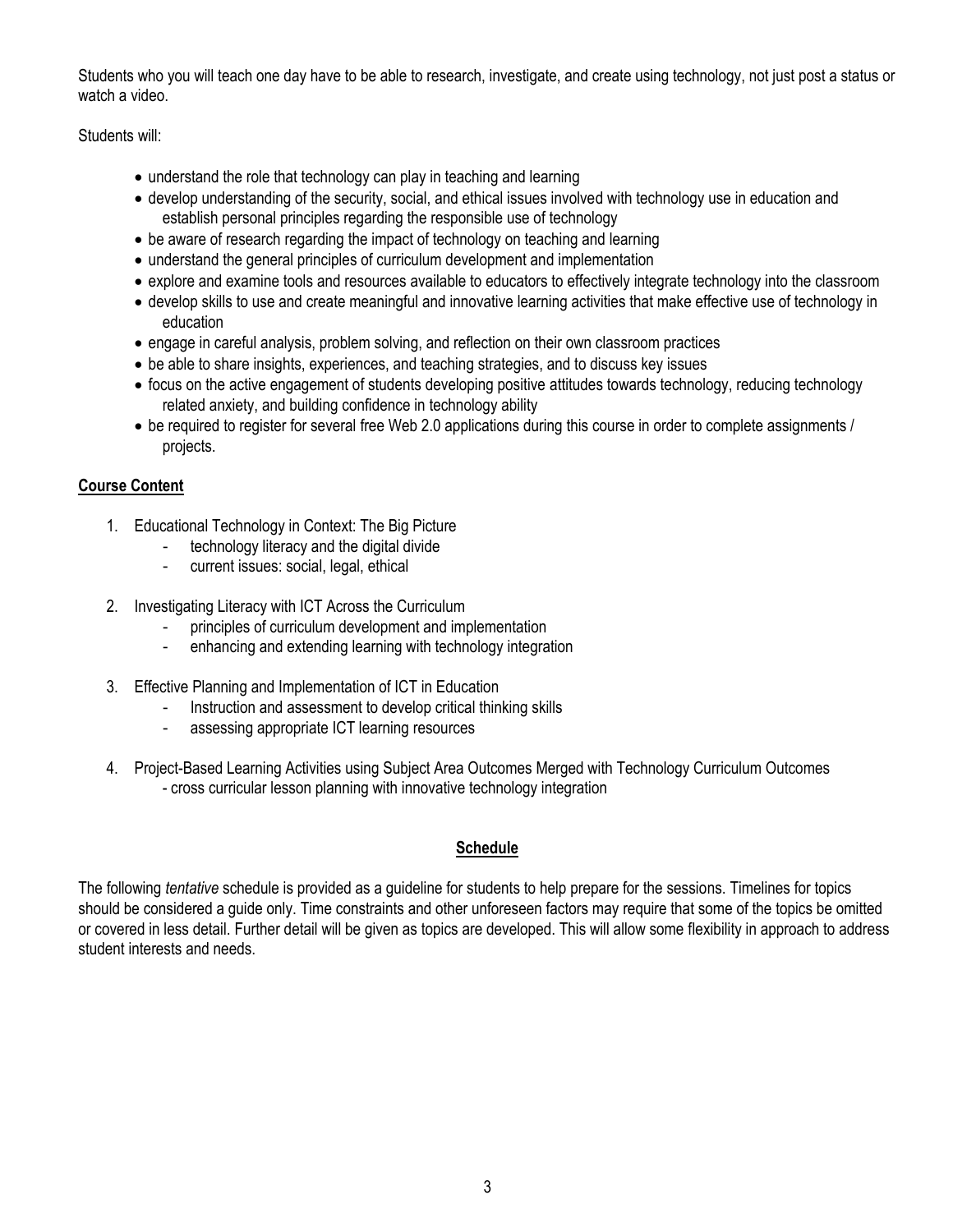Students who you will teach one day have to be able to research, investigate, and create using technology, not just post a status or watch a video.

Students will:

- understand the role that technology can play in teaching and learning
- develop understanding of the security, social, and ethical issues involved with technology use in education and establish personal principles regarding the responsible use of technology
- be aware of research regarding the impact of technology on teaching and learning
- understand the general principles of curriculum development and implementation
- explore and examine tools and resources available to educators to effectively integrate technology into the classroom
- develop skills to use and create meaningful and innovative learning activities that make effective use of technology in education
- engage in careful analysis, problem solving, and reflection on their own classroom practices
- be able to share insights, experiences, and teaching strategies, and to discuss key issues
- focus on the active engagement of students developing positive attitudes towards technology, reducing technology related anxiety, and building confidence in technology ability
- be required to register for several free Web 2.0 applications during this course in order to complete assignments / projects.

## Course Content

1. Educational Technology in Context: The Big Picture
   - technology literacy and the digital divide
   - current issues: social, legal, ethical
2. Investigating Literacy with ICT Across the Curriculum
   - principles of curriculum development and implementation
   - enhancing and extending learning with technology integration
3. Effective Planning and Implementation of ICT in Education
   - Instruction and assessment to develop critical thinking skills
   - assessing appropriate ICT learning resources
4. Project-Based Learning Activities using Subject Area Outcomes Merged with Technology Curriculum Outcomes
   - cross curricular lesson planning with innovative technology integration

## Schedule

The following *tentative* schedule is provided as a guideline for students to help prepare for the sessions. Timelines for topics should be considered a guide only. Time constraints and other unforeseen factors may require that some of the topics be omitted or covered in less detail. Further detail will be given as topics are developed. This will allow some flexibility in approach to address student interests and needs.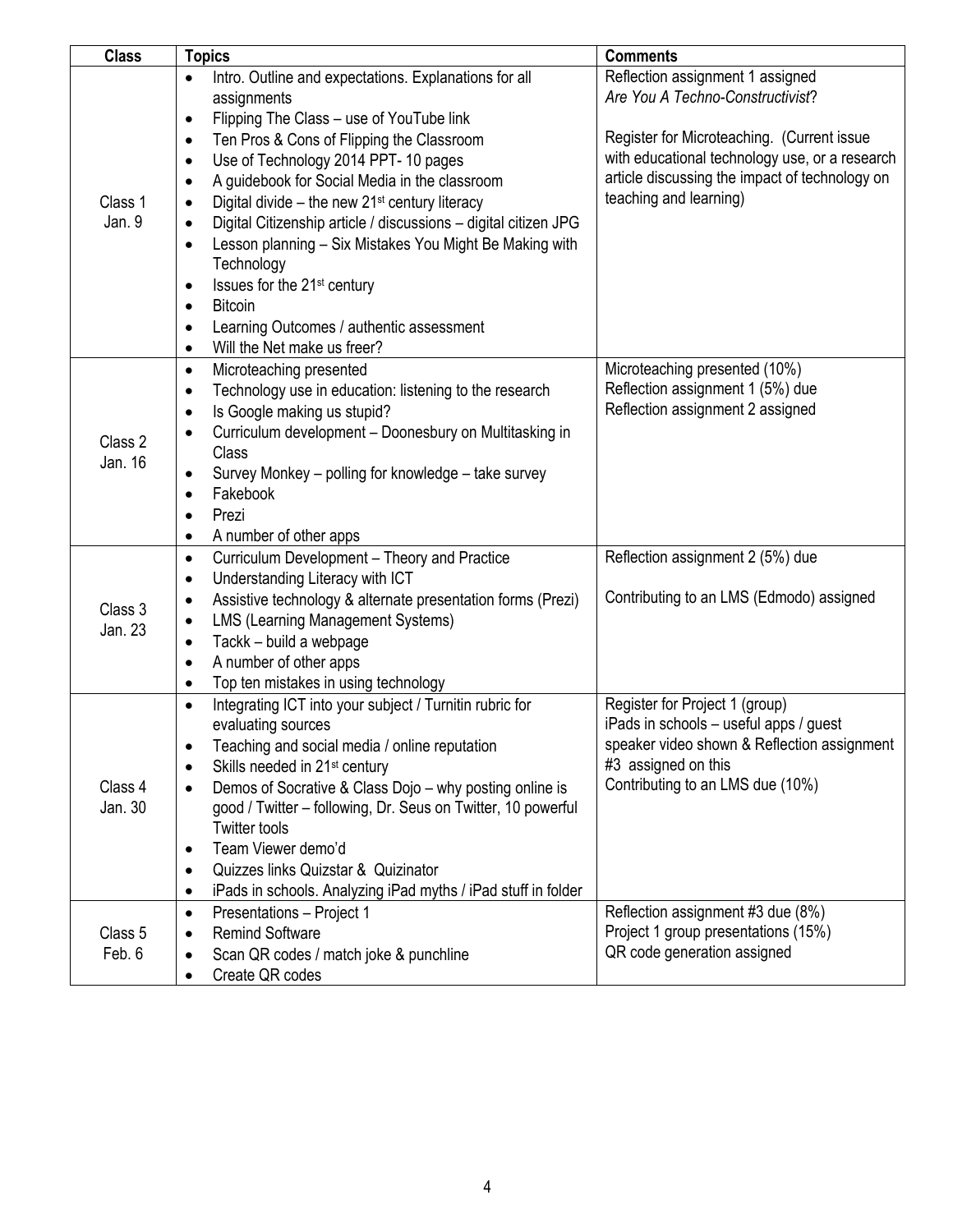| Class | Topics | Comments |
|---|---|---|
| Class 1<br>Jan. 9 | • Intro. Outline and expectations. Explanations for all assignments<br>• Flipping The Class – use of YouTube link<br>• Ten Pros & Cons of Flipping the Classroom<br>• Use of Technology 2014 PPT- 10 pages<br>• A guidebook for Social Media in the classroom<br>• Digital divide – the new 21st century literacy<br>• Digital Citizenship article / discussions – digital citizen JPG<br>• Lesson planning – Six Mistakes You Might Be Making with Technology<br>• Issues for the 21st century<br>• Bitcoin<br>• Learning Outcomes / authentic assessment<br>• Will the Net make us freer? | Reflection assignment 1 assigned<br>*Are You A Techno-Constructivist*?<br><br>Register for Microteaching. (Current issue with educational technology use, or a research article discussing the impact of technology on teaching and learning) |
| Class 2<br>Jan. 16 | • Microteaching presented<br>• Technology use in education: listening to the research<br>• Is Google making us stupid?<br>• Curriculum development – Doonesbury on Multitasking in Class<br>• Survey Monkey – polling for knowledge – take survey<br>• Fakebook<br>• Prezi<br>• A number of other apps | Microteaching presented (10%)<br>Reflection assignment 1 (5%) due<br>Reflection assignment 2 assigned |
| Class 3<br>Jan. 23 | • Curriculum Development – Theory and Practice<br>• Understanding Literacy with ICT<br>• Assistive technology & alternate presentation forms (Prezi)<br>• LMS (Learning Management Systems)<br>• Tackk – build a webpage<br>• A number of other apps<br>• Top ten mistakes in using technology | Reflection assignment 2 (5%) due<br><br>Contributing to an LMS (Edmodo) assigned |
| Class 4<br>Jan. 30 | • Integrating ICT into your subject / Turnitin rubric for evaluating sources<br>• Teaching and social media / online reputation<br>• Skills needed in 21st century<br>• Demos of Socrative & Class Dojo – why posting online is good / Twitter – following, Dr. Seus on Twitter, 10 powerful Twitter tools<br>• Team Viewer demo'd<br>• Quizzes links Quizstar & Quizinator<br>• iPads in schools. Analyzing iPad myths / iPad stuff in folder | Register for Project 1 (group)<br>iPads in schools – useful apps / guest speaker video shown & Reflection assignment #3 assigned on this<br>Contributing to an LMS due (10%) |
| Class 5<br>Feb. 6 | • Presentations – Project 1<br>• Remind Software<br>• Scan QR codes / match joke & punchline<br>• Create QR codes | Reflection assignment #3 due (8%)<br>Project 1 group presentations (15%)<br>QR code generation assigned |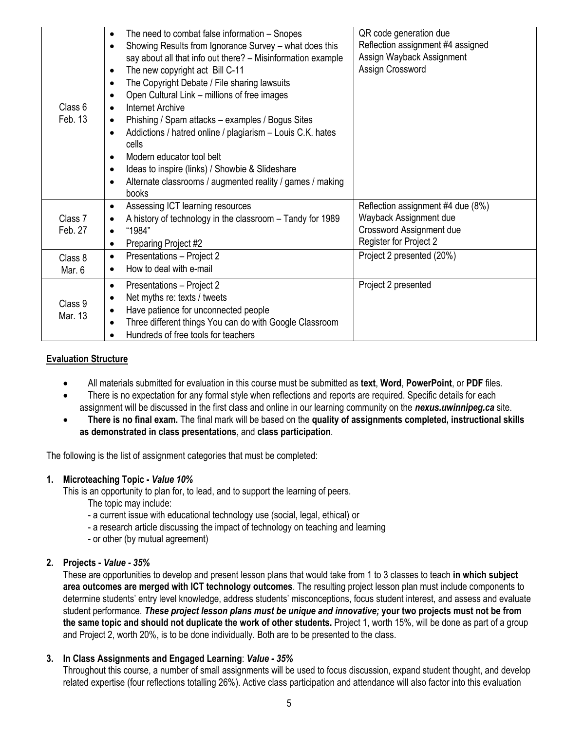| | | |
|---|---|---|
| Class 6<br>Feb. 13 | • The need to combat false information – Snopes<br>• Showing Results from Ignorance Survey – what does this say about all that info out there? – Misinformation example<br>• The new copyright act Bill C-11<br>• The Copyright Debate / File sharing lawsuits<br>• Open Cultural Link – millions of free images<br>• Internet Archive<br>• Phishing / Spam attacks – examples / Bogus Sites<br>• Addictions / hatred online / plagiarism – Louis C.K. hates cells<br>• Modern educator tool belt<br>• Ideas to inspire (links) / Showbie & Slideshare<br>• Alternate classrooms / augmented reality / games / making books | QR code generation due<br>Reflection assignment #4 assigned<br>Assign Wayback Assignment<br>Assign Crossword |
| Class 7<br>Feb. 27 | • Assessing ICT learning resources<br>• A history of technology in the classroom – Tandy for 1989<br>• "1984"<br>• Preparing Project #2 | Reflection assignment #4 due (8%)<br>Wayback Assignment due<br>Crossword Assignment due<br>Register for Project 2 |
| Class 8<br>Mar. 6 | • Presentations – Project 2<br>• How to deal with e-mail | Project 2 presented (20%) |
| Class 9<br>Mar. 13 | • Presentations – Project 2<br>• Net myths re: texts / tweets<br>• Have patience for unconnected people<br>• Three different things You can do with Google Classroom<br>• Hundreds of free tools for teachers | Project 2 presented |

## Evaluation Structure

- All materials submitted for evaluation in this course must be submitted as **text**, **Word**, **PowerPoint**, or **PDF** files.
- There is no expectation for any formal style when reflections and reports are required. Specific details for each assignment will be discussed in the first class and online in our learning community on the ***nexus.uwinnipeg.ca*** site.
- **There is no final exam.** The final mark will be based on the **quality of assignments completed, instructional skills as demonstrated in class presentations**, and **class participation**.

The following is the list of assignment categories that must be completed:

**1. Microteaching Topic -** ***Value 10%***

This is an opportunity to plan for, to lead, and to support the learning of peers.

The topic may include:

- a current issue with educational technology use (social, legal, ethical) or
- a research article discussing the impact of technology on teaching and learning
- or other (by mutual agreement)

**2. Projects -** ***Value - 35%***

These are opportunities to develop and present lesson plans that would take from 1 to 3 classes to teach **in which subject area outcomes are merged with ICT technology outcomes**. The resulting project lesson plan must include components to determine students' entry level knowledge, address students' misconceptions, focus student interest, and assess and evaluate student performance. ***These project lesson plans must be unique and innovative;*** **your two projects must not be from the same topic and should not duplicate the work of other students.** Project 1, worth 15%, will be done as part of a group and Project 2, worth 20%, is to be done individually. Both are to be presented to the class.

**3. In Class Assignments and Engaged Learning**: ***Value - 35%***

Throughout this course, a number of small assignments will be used to focus discussion, expand student thought, and develop related expertise (four reflections totalling 26%). Active class participation and attendance will also factor into this evaluation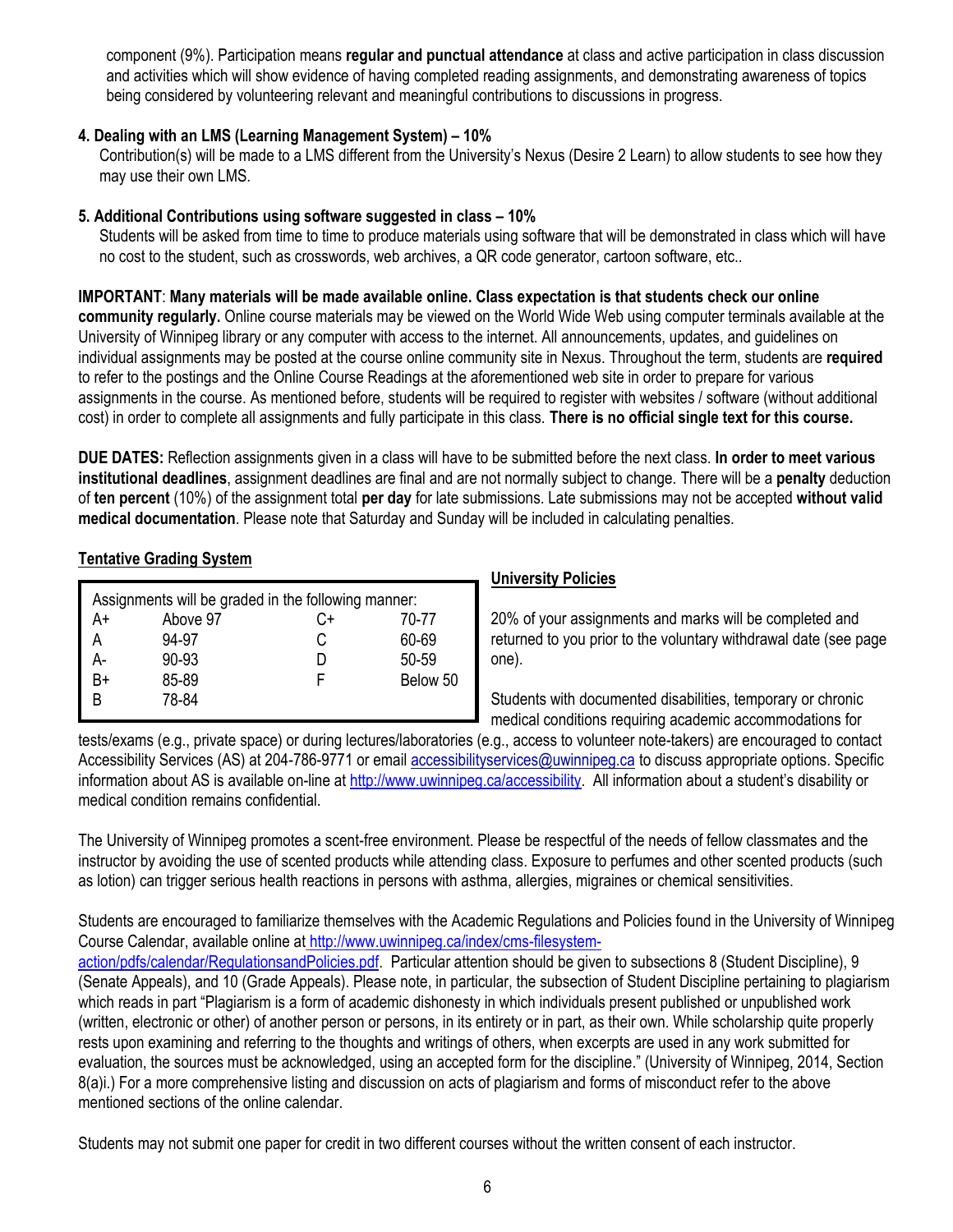component (9%). Participation means **regular and punctual attendance** at class and active participation in class discussion and activities which will show evidence of having completed reading assignments, and demonstrating awareness of topics being considered by volunteering relevant and meaningful contributions to discussions in progress.

**4. Dealing with an LMS (Learning Management System) – 10%**

Contribution(s) will be made to a LMS different from the University's Nexus (Desire 2 Learn) to allow students to see how they may use their own LMS.

**5. Additional Contributions using software suggested in class – 10%**

Students will be asked from time to time to produce materials using software that will be demonstrated in class which will have no cost to the student, such as crosswords, web archives, a QR code generator, cartoon software, etc..

**IMPORTANT**: **Many materials will be made available online. Class expectation is that students check our online community regularly.** Online course materials may be viewed on the World Wide Web using computer terminals available at the University of Winnipeg library or any computer with access to the internet. All announcements, updates, and guidelines on individual assignments may be posted at the course online community site in Nexus. Throughout the term, students are **required** to refer to the postings and the Online Course Readings at the aforementioned web site in order to prepare for various assignments in the course. As mentioned before, students will be required to register with websites / software (without additional cost) in order to complete all assignments and fully participate in this class. **There is no official single text for this course.**

**DUE DATES:** Reflection assignments given in a class will have to be submitted before the next class. **In order to meet various institutional deadlines**, assignment deadlines are final and are not normally subject to change. There will be a **penalty** deduction of **ten percent** (10%) of the assignment total **per day** for late submissions. Late submissions may not be accepted **without valid medical documentation**. Please note that Saturday and Sunday will be included in calculating penalties.

## Tentative Grading System

Assignments will be graded in the following manner:

| | | | |
|---|---|---|---|
| A+ | Above 97 | C+ | 70-77 |
| A | 94-97 | C | 60-69 |
| A- | 90-93 | D | 50-59 |
| B+ | 85-89 | F | Below 50 |
| B | 78-84 | | |

## University Policies

20% of your assignments and marks will be completed and returned to you prior to the voluntary withdrawal date (see page one).

Students with documented disabilities, temporary or chronic medical conditions requiring academic accommodations for tests/exams (e.g., private space) or during lectures/laboratories (e.g., access to volunteer note-takers) are encouraged to contact Accessibility Services (AS) at 204-786-9771 or email accessibilityservices@uwinnipeg.ca to discuss appropriate options. Specific information about AS is available on-line at http://www.uwinnipeg.ca/accessibility. All information about a student's disability or medical condition remains confidential.

The University of Winnipeg promotes a scent-free environment. Please be respectful of the needs of fellow classmates and the instructor by avoiding the use of scented products while attending class. Exposure to perfumes and other scented products (such as lotion) can trigger serious health reactions in persons with asthma, allergies, migraines or chemical sensitivities.

Students are encouraged to familiarize themselves with the Academic Regulations and Policies found in the University of Winnipeg Course Calendar, available online at http://www.uwinnipeg.ca/index/cms-filesystem-action/pdfs/calendar/RegulationsandPolicies.pdf. Particular attention should be given to subsections 8 (Student Discipline), 9 (Senate Appeals), and 10 (Grade Appeals). Please note, in particular, the subsection of Student Discipline pertaining to plagiarism which reads in part "Plagiarism is a form of academic dishonesty in which individuals present published or unpublished work (written, electronic or other) of another person or persons, in its entirety or in part, as their own. While scholarship quite properly rests upon examining and referring to the thoughts and writings of others, when excerpts are used in any work submitted for evaluation, the sources must be acknowledged, using an accepted form for the discipline." (University of Winnipeg, 2014, Section 8(a)i.) For a more comprehensive listing and discussion on acts of plagiarism and forms of misconduct refer to the above mentioned sections of the online calendar.

Students may not submit one paper for credit in two different courses without the written consent of each instructor.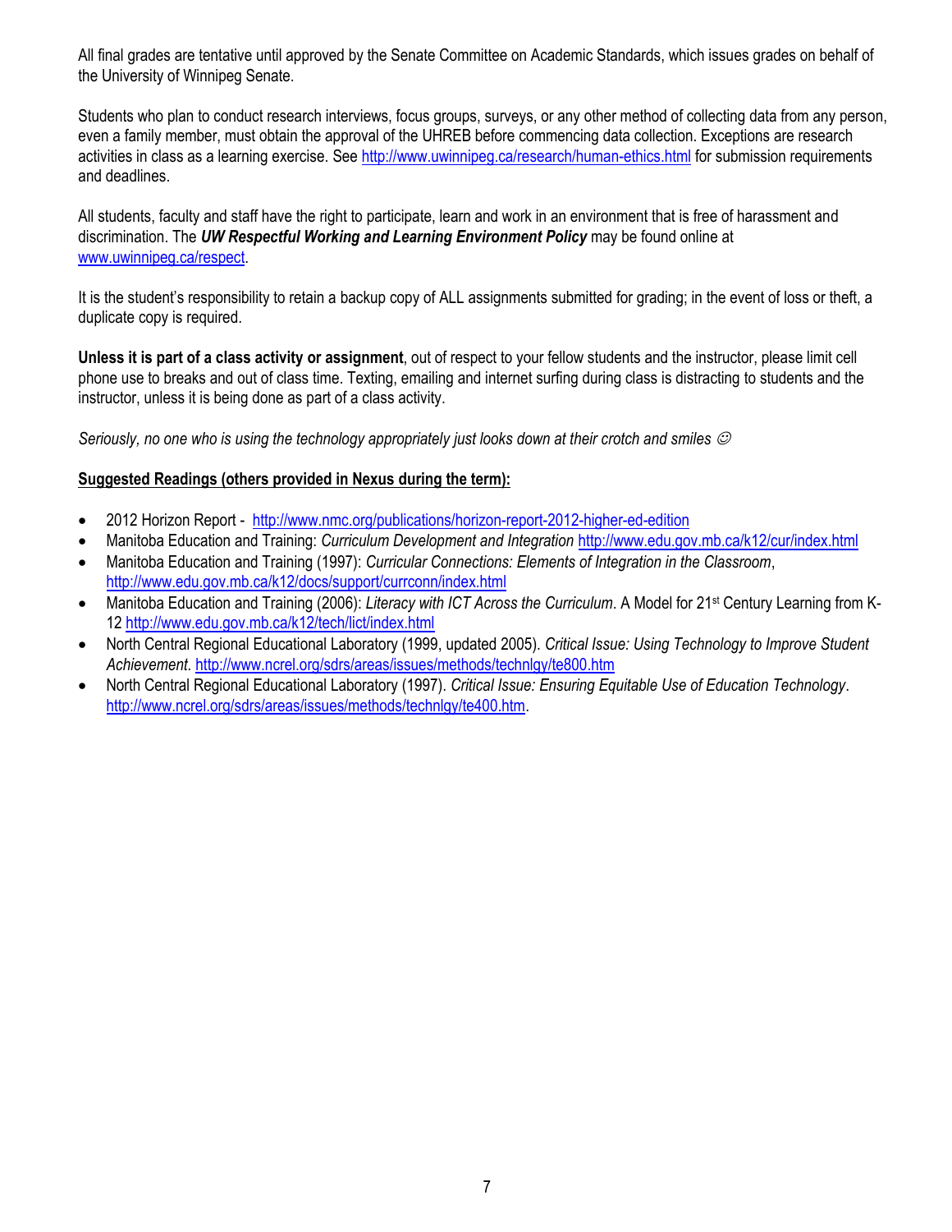All final grades are tentative until approved by the Senate Committee on Academic Standards, which issues grades on behalf of the University of Winnipeg Senate.

Students who plan to conduct research interviews, focus groups, surveys, or any other method of collecting data from any person, even a family member, must obtain the approval of the UHREB before commencing data collection. Exceptions are research activities in class as a learning exercise. See http://www.uwinnipeg.ca/research/human-ethics.html for submission requirements and deadlines.

All students, faculty and staff have the right to participate, learn and work in an environment that is free of harassment and discrimination. The ***UW Respectful Working and Learning Environment Policy*** may be found online at www.uwinnipeg.ca/respect.

It is the student's responsibility to retain a backup copy of ALL assignments submitted for grading; in the event of loss or theft, a duplicate copy is required.

**Unless it is part of a class activity or assignment**, out of respect to your fellow students and the instructor, please limit cell phone use to breaks and out of class time. Texting, emailing and internet surfing during class is distracting to students and the instructor, unless it is being done as part of a class activity.

*Seriously, no one who is using the technology appropriately just looks down at their crotch and smiles ☺*

**Suggested Readings (others provided in Nexus during the term):**

- 2012 Horizon Report - http://www.nmc.org/publications/horizon-report-2012-higher-ed-edition
- Manitoba Education and Training: *Curriculum Development and Integration* http://www.edu.gov.mb.ca/k12/cur/index.html
- Manitoba Education and Training (1997): *Curricular Connections: Elements of Integration in the Classroom*, http://www.edu.gov.mb.ca/k12/docs/support/currconn/index.html
- Manitoba Education and Training (2006): *Literacy with ICT Across the Curriculum*. A Model for 21st Century Learning from K-12 http://www.edu.gov.mb.ca/k12/tech/lict/index.html
- North Central Regional Educational Laboratory (1999, updated 2005). *Critical Issue: Using Technology to Improve Student Achievement*. http://www.ncrel.org/sdrs/areas/issues/methods/technlgy/te800.htm
- North Central Regional Educational Laboratory (1997). *Critical Issue: Ensuring Equitable Use of Education Technology*. http://www.ncrel.org/sdrs/areas/issues/methods/technlgy/te400.htm.